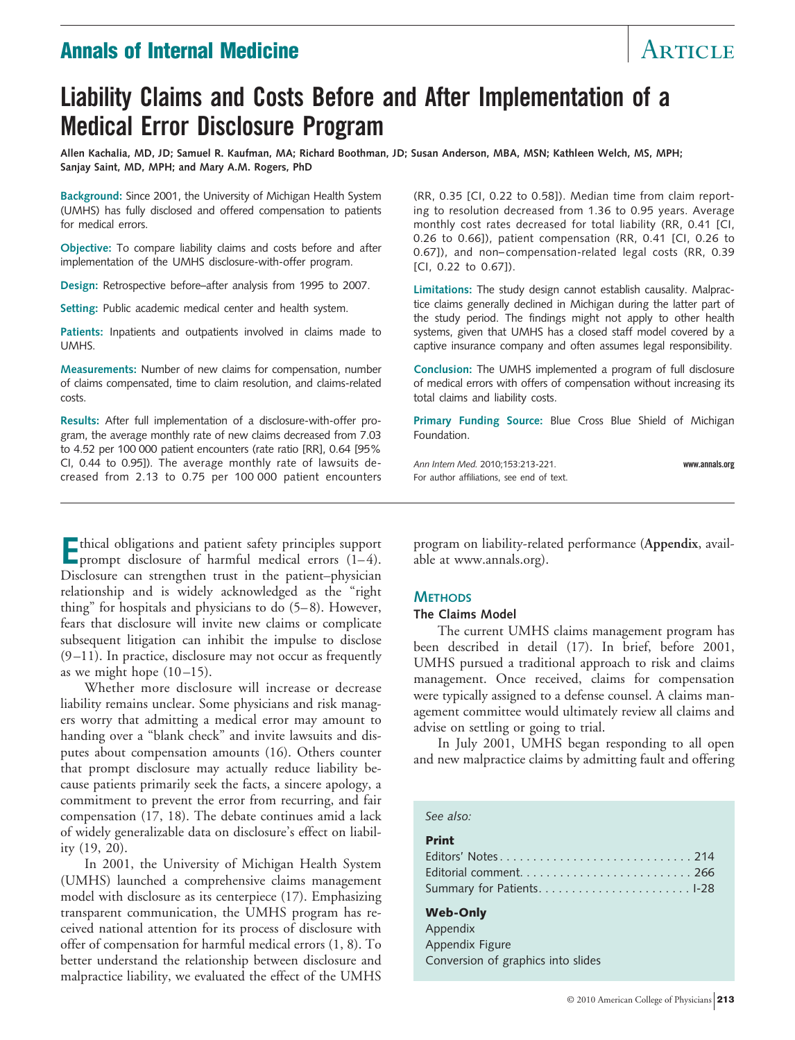# Liability Claims and Costs Before and After Implementation of a Medical Error Disclosure Program

**Allen Kachalia, MD, JD; Samuel R. Kaufman, MA; Richard Boothman, JD; Susan Anderson, MBA, MSN; Kathleen Welch, MS, MPH; Sanjay Saint, MD, MPH; and Mary A.M. Rogers, PhD**

**Background:** Since 2001, the University of Michigan Health System (UMHS) has fully disclosed and offered compensation to patients for medical errors.

**Objective:** To compare liability claims and costs before and after implementation of the UMHS disclosure-with-offer program.

**Design:** Retrospective before–after analysis from 1995 to 2007.

**Setting:** Public academic medical center and health system.

**Patients:** Inpatients and outpatients involved in claims made to UMHS.

**Measurements:** Number of new claims for compensation, number of claims compensated, time to claim resolution, and claims-related costs.

**Results:** After full implementation of a disclosure-with-offer program, the average monthly rate of new claims decreased from 7.03 to 4.52 per 100 000 patient encounters (rate ratio [RR], 0.64 [95% CI, 0.44 to 0.95]). The average monthly rate of lawsuits decreased from 2.13 to 0.75 per 100 000 patient encounters (RR, 0.35 [CI, 0.22 to 0.58]). Median time from claim reporting to resolution decreased from 1.36 to 0.95 years. Average monthly cost rates decreased for total liability (RR, 0.41 [CI, 0.26 to 0.66]), patient compensation (RR, 0.41 [CI, 0.26 to 0.67]), and non–compensation-related legal costs (RR, 0.39 [CI, 0.22 to 0.67]).

**Limitations:** The study design cannot establish causality. Malpractice claims generally declined in Michigan during the latter part of the study period. The findings might not apply to other health systems, given that UMHS has a closed staff model covered by a captive insurance company and often assumes legal responsibility.

**Conclusion:** The UMHS implemented a program of full disclosure of medical errors with offers of compensation without increasing its total claims and liability costs.

**Primary Funding Source:** Blue Cross Blue Shield of Michigan Foundation.

*Ann Intern Med.* 2010;153:213-221.
For author affiliations, see end of text.

Ethical obligations and patient safety principles support prompt disclosure of harmful medical errors (1–4). Disclosure can strengthen trust in the patient–physician relationship and is widely acknowledged as the "right thing" for hospitals and physicians to do (5–8). However, fears that disclosure will invite new claims or complicate subsequent litigation can inhibit the impulse to disclose (9–11). In practice, disclosure may not occur as frequently as we might hope (10–15).

Whether more disclosure will increase or decrease liability remains unclear. Some physicians and risk managers worry that admitting a medical error may amount to handing over a "blank check" and invite lawsuits and disputes about compensation amounts (16). Others counter that prompt disclosure may actually reduce liability because patients primarily seek the facts, a sincere apology, a commitment to prevent the error from recurring, and fair compensation (17, 18). The debate continues amid a lack of widely generalizable data on disclosure's effect on liability (19, 20).

In 2001, the University of Michigan Health System (UMHS) launched a comprehensive claims management model with disclosure as its centerpiece (17). Emphasizing transparent communication, the UMHS program has received national attention for its process of disclosure with offer of compensation for harmful medical errors (1, 8). To better understand the relationship between disclosure and malpractice liability, we evaluated the effect of the UMHS program on liability-related performance (**Appendix**, available at www.annals.org).

*See also:*

**Print**
Editors' Notes . . . 214
Editorial comment . . . 266
Summary for Patients . . . I-28

**Web-Only**
Appendix
Appendix Figure
Conversion of graphics into slides

## Methods

### The Claims Model

The current UMHS claims management program has been described in detail (17). In brief, before 2001, UMHS pursued a traditional approach to risk and claims management. Once received, claims for compensation were typically assigned to a defense counsel. A claims management committee would ultimately review all claims and advise on settling or going to trial.

In July 2001, UMHS began responding to all open and new malpractice claims by admitting fault and offering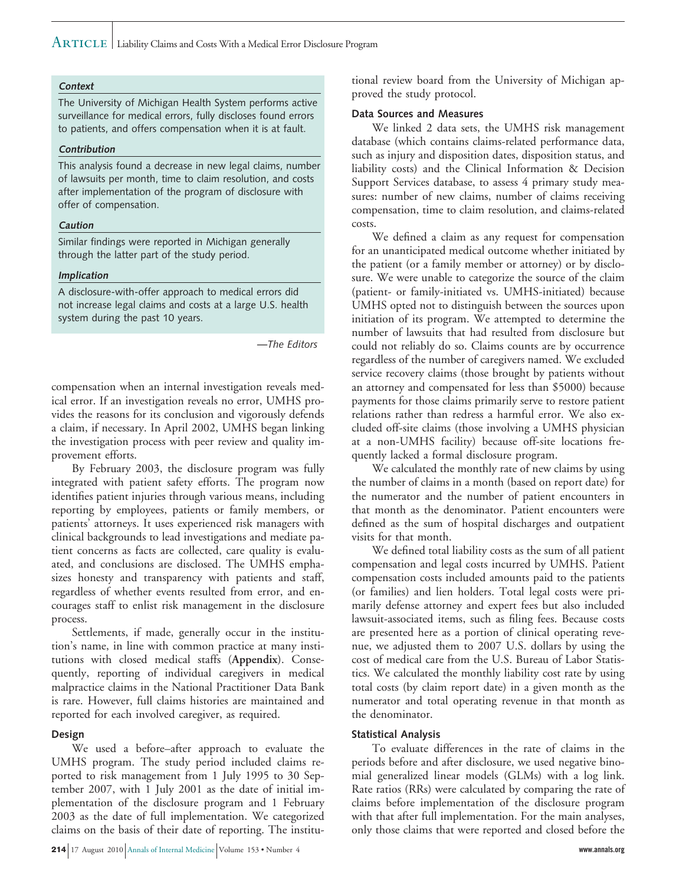**Context**

The University of Michigan Health System performs active surveillance for medical errors, fully discloses found errors to patients, and offers compensation when it is at fault.

**Contribution**

This analysis found a decrease in new legal claims, number of lawsuits per month, time to claim resolution, and costs after implementation of the program of disclosure with offer of compensation.

**Caution**

Similar findings were reported in Michigan generally through the latter part of the study period.

**Implication**

A disclosure-with-offer approach to medical errors did not increase legal claims and costs at a large U.S. health system during the past 10 years.

*—The Editors*

compensation when an internal investigation reveals medical error. If an investigation reveals no error, UMHS provides the reasons for its conclusion and vigorously defends a claim, if necessary. In April 2002, UMHS began linking the investigation process with peer review and quality improvement efforts.

By February 2003, the disclosure program was fully integrated with patient safety efforts. The program now identifies patient injuries through various means, including reporting by employees, patients or family members, or patients' attorneys. It uses experienced risk managers with clinical backgrounds to lead investigations and mediate patient concerns as facts are collected, care quality is evaluated, and conclusions are disclosed. The UMHS emphasizes honesty and transparency with patients and staff, regardless of whether events resulted from error, and encourages staff to enlist risk management in the disclosure process.

Settlements, if made, generally occur in the institution's name, in line with common practice at many institutions with closed medical staffs (**Appendix**). Consequently, reporting of individual caregivers in medical malpractice claims in the National Practitioner Data Bank is rare. However, full claims histories are maintained and reported for each involved caregiver, as required.

### Design

We used a before–after approach to evaluate the UMHS program. The study period included claims reported to risk management from 1 July 1995 to 30 September 2007, with 1 July 2001 as the date of initial implementation of the disclosure program and 1 February 2003 as the date of full implementation. We categorized claims on the basis of their date of reporting. The institutional review board from the University of Michigan approved the study protocol.

### Data Sources and Measures

We linked 2 data sets, the UMHS risk management database (which contains claims-related performance data, such as injury and disposition dates, disposition status, and liability costs) and the Clinical Information & Decision Support Services database, to assess 4 primary study measures: number of new claims, number of claims receiving compensation, time to claim resolution, and claims-related costs.

We defined a claim as any request for compensation for an unanticipated medical outcome whether initiated by the patient (or a family member or attorney) or by disclosure. We were unable to categorize the source of the claim (patient- or family-initiated vs. UMHS-initiated) because UMHS opted not to distinguish between the sources upon initiation of its program. We attempted to determine the number of lawsuits that had resulted from disclosure but could not reliably do so. Claims counts are by occurrence regardless of the number of caregivers named. We excluded service recovery claims (those brought by patients without an attorney and compensated for less than $5000) because payments for those claims primarily serve to restore patient relations rather than redress a harmful error. We also excluded off-site claims (those involving a UMHS physician at a non-UMHS facility) because off-site locations frequently lacked a formal disclosure program.

We calculated the monthly rate of new claims by using the number of claims in a month (based on report date) for the numerator and the number of patient encounters in that month as the denominator. Patient encounters were defined as the sum of hospital discharges and outpatient visits for that month.

We defined total liability costs as the sum of all patient compensation and legal costs incurred by UMHS. Patient compensation costs included amounts paid to the patients (or families) and lien holders. Total legal costs were primarily defense attorney and expert fees but also included lawsuit-associated items, such as filing fees. Because costs are presented here as a portion of clinical operating revenue, we adjusted them to 2007 U.S. dollars by using the cost of medical care from the U.S. Bureau of Labor Statistics. We calculated the monthly liability cost rate by using total costs (by claim report date) in a given month as the numerator and total operating revenue in that month as the denominator.

### Statistical Analysis

To evaluate differences in the rate of claims in the periods before and after disclosure, we used negative binomial generalized linear models (GLMs) with a log link. Rate ratios (RRs) were calculated by comparing the rate of claims before implementation of the disclosure program with that after full implementation. For the main analyses, only those claims that were reported and closed before the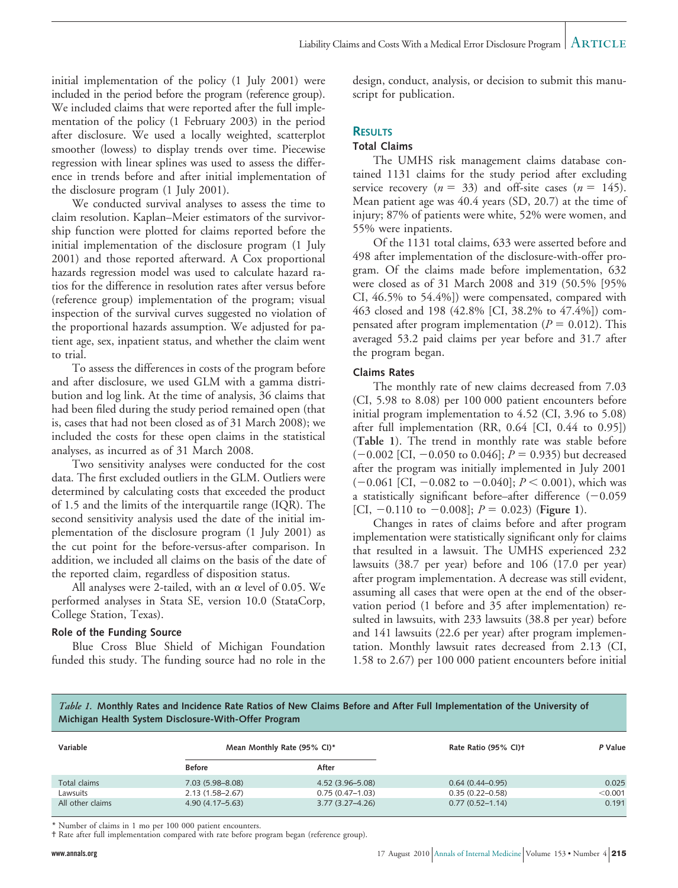initial implementation of the policy (1 July 2001) were included in the period before the program (reference group). We included claims that were reported after the full implementation of the policy (1 February 2003) in the period after disclosure. We used a locally weighted, scatterplot smoother (lowess) to display trends over time. Piecewise regression with linear splines was used to assess the difference in trends before and after initial implementation of the disclosure program (1 July 2001).

We conducted survival analyses to assess the time to claim resolution. Kaplan–Meier estimators of the survivorship function were plotted for claims reported before the initial implementation of the disclosure program (1 July 2001) and those reported afterward. A Cox proportional hazards regression model was used to calculate hazard ratios for the difference in resolution rates after versus before (reference group) implementation of the program; visual inspection of the survival curves suggested no violation of the proportional hazards assumption. We adjusted for patient age, sex, inpatient status, and whether the claim went to trial.

To assess the differences in costs of the program before and after disclosure, we used GLM with a gamma distribution and log link. At the time of analysis, 36 claims that had been filed during the study period remained open (that is, cases that had not been closed as of 31 March 2008); we included the costs for these open claims in the statistical analyses, as incurred as of 31 March 2008.

Two sensitivity analyses were conducted for the cost data. The first excluded outliers in the GLM. Outliers were determined by calculating costs that exceeded the product of 1.5 and the limits of the interquartile range (IQR). The second sensitivity analysis used the date of the initial implementation of the disclosure program (1 July 2001) as the cut point for the before-versus-after comparison. In addition, we included all claims on the basis of the date of the reported claim, regardless of disposition status.

All analyses were 2-tailed, with an $\alpha$ level of 0.05. We performed analyses in Stata SE, version 10.0 (StataCorp, College Station, Texas).

### Role of the Funding Source

Blue Cross Blue Shield of Michigan Foundation funded this study. The funding source had no role in the design, conduct, analysis, or decision to submit this manuscript for publication.

## Results

### Total Claims

The UMHS risk management claims database contained 1131 claims for the study period after excluding service recovery ($n = 33$) and off-site cases ($n = 145$). Mean patient age was 40.4 years (SD, 20.7) at the time of injury; 87% of patients were white, 52% were women, and 55% were inpatients.

Of the 1131 total claims, 633 were asserted before and 498 after implementation of the disclosure-with-offer program. Of the claims made before implementation, 632 were closed as of 31 March 2008 and 319 (50.5% [95% CI, 46.5% to 54.4%]) were compensated, compared with 463 closed and 198 (42.8% [CI, 38.2% to 47.4%]) compensated after program implementation ($P = 0.012$). This averaged 53.2 paid claims per year before and 31.7 after the program began.

### Claims Rates

The monthly rate of new claims decreased from 7.03 (CI, 5.98 to 8.08) per 100 000 patient encounters before initial program implementation to 4.52 (CI, 3.96 to 5.08) after full implementation (RR, 0.64 [CI, 0.44 to 0.95]) (**Table 1**). The trend in monthly rate was stable before (−0.002 [CI, −0.050 to 0.046]; $P = 0.935$) but decreased after the program was initially implemented in July 2001 (−0.061 [CI, −0.082 to −0.040]; $P < 0.001$), which was a statistically significant before–after difference (−0.059 [CI, −0.110 to −0.008]; $P = 0.023$) (**Figure 1**).

Changes in rates of claims before and after program implementation were statistically significant only for claims that resulted in a lawsuit. The UMHS experienced 232 lawsuits (38.7 per year) before and 106 (17.0 per year) after program implementation. A decrease was still evident, assuming all cases that were open at the end of the observation period (1 before and 35 after implementation) resulted in lawsuits, with 233 lawsuits (38.8 per year) before and 141 lawsuits (22.6 per year) after program implementation. Monthly lawsuit rates decreased from 2.13 (CI, 1.58 to 2.67) per 100 000 patient encounters before initial

*Table 1.* **Monthly Rates and Incidence Rate Ratios of New Claims Before and After Full Implementation of the University of Michigan Health System Disclosure-With-Offer Program**

| Variable | Mean Monthly Rate (95% CI)* | | Rate Ratio (95% CI)† | *P* Value |
|---|---|---|---|---|
| | Before | After | | |
| Total claims | 7.03 (5.98–8.08) | 4.52 (3.96–5.08) | 0.64 (0.44–0.95) | 0.025 |
| Lawsuits | 2.13 (1.58–2.67) | 0.75 (0.47–1.03) | 0.35 (0.22–0.58) | <0.001 |
| All other claims | 4.90 (4.17–5.63) | 3.77 (3.27–4.26) | 0.77 (0.52–1.14) | 0.191 |

\* Number of claims in 1 mo per 100 000 patient encounters.
† Rate after full implementation compared with rate before program began (reference group).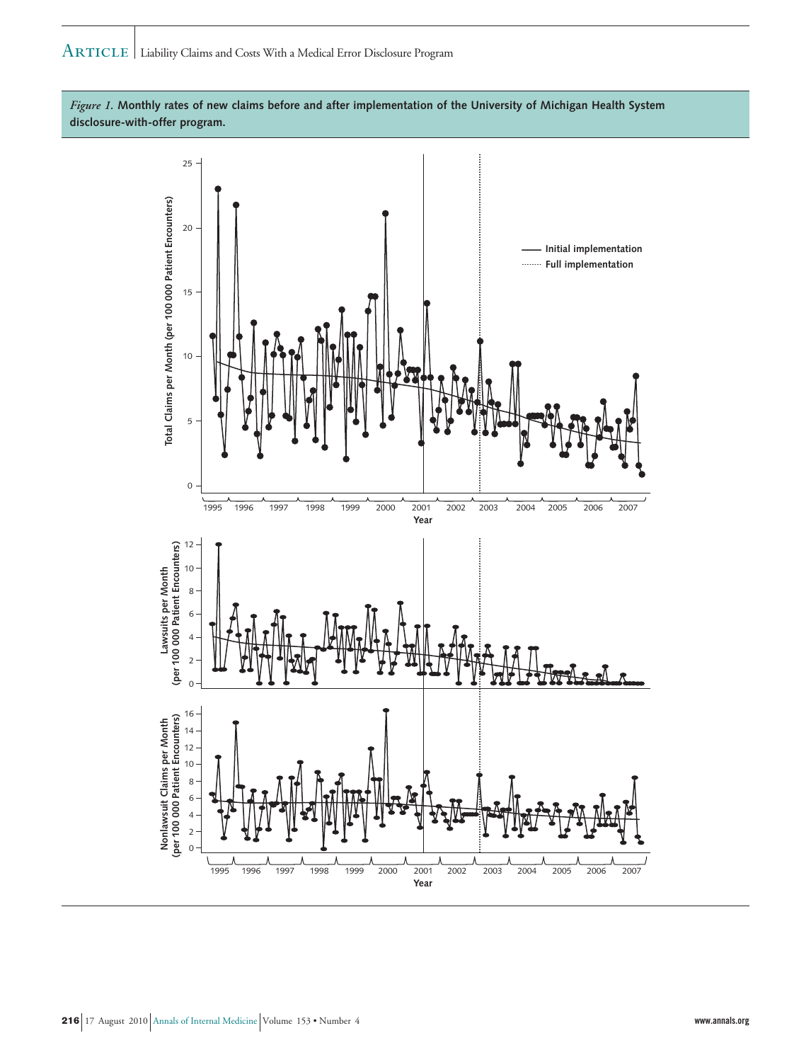*Figure 1.* **Monthly rates of new claims before and after implementation of the University of Michigan Health System disclosure-with-offer program.**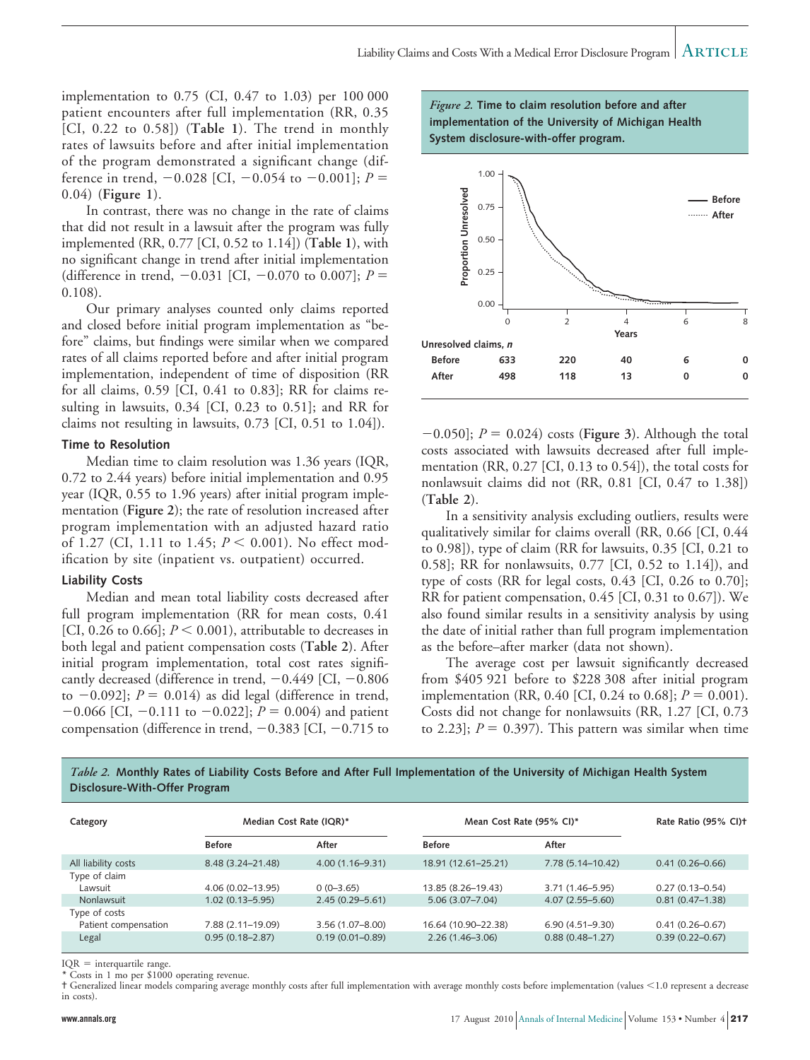implementation to 0.75 (CI, 0.47 to 1.03) per 100 000 patient encounters after full implementation (RR, 0.35 [CI, 0.22 to 0.58]) (**Table 1**). The trend in monthly rates of lawsuits before and after initial implementation of the program demonstrated a significant change (difference in trend, −0.028 [CI, −0.054 to −0.001]; $P = 0.04$) (**Figure 1**).

In contrast, there was no change in the rate of claims that did not result in a lawsuit after the program was fully implemented (RR, 0.77 [CI, 0.52 to 1.14]) (**Table 1**), with no significant change in trend after initial implementation (difference in trend, −0.031 [CI, −0.070 to 0.007]; $P = 0.108$).

Our primary analyses counted only claims reported and closed before initial program implementation as "before" claims, but findings were similar when we compared rates of all claims reported before and after initial program implementation, independent of time of disposition (RR for all claims, 0.59 [CI, 0.41 to 0.83]; RR for claims resulting in lawsuits, 0.34 [CI, 0.23 to 0.51]; and RR for claims not resulting in lawsuits, 0.73 [CI, 0.51 to 1.04]).

### Time to Resolution

Median time to claim resolution was 1.36 years (IQR, 0.72 to 2.44 years) before initial implementation and 0.95 year (IQR, 0.55 to 1.96 years) after initial program implementation (**Figure 2**); the rate of resolution increased after program implementation with an adjusted hazard ratio of 1.27 (CI, 1.11 to 1.45; $P < 0.001$). No effect modification by site (inpatient vs. outpatient) occurred.

### Liability Costs

Median and mean total liability costs decreased after full program implementation (RR for mean costs, 0.41 [CI, 0.26 to 0.66]; $P < 0.001$), attributable to decreases in both legal and patient compensation costs (**Table 2**). After initial program implementation, total cost rates significantly decreased (difference in trend, −0.449 [CI, −0.806 to −0.092]; $P = 0.014$) as did legal (difference in trend, −0.066 [CI, −0.111 to −0.022]; $P = 0.004$) and patient compensation (difference in trend, −0.383 [CI, −0.715 to −0.050]; $P = 0.024$) costs (**Figure 3**). Although the total costs associated with lawsuits decreased after full implementation (RR, 0.27 [CI, 0.13 to 0.54]), the total costs for nonlawsuit claims did not (RR, 0.81 [CI, 0.47 to 1.38]) (**Table 2**).

In a sensitivity analysis excluding outliers, results were qualitatively similar for claims overall (RR, 0.66 [CI, 0.44 to 0.98]), type of claim (RR for lawsuits, 0.35 [CI, 0.21 to 0.58]; RR for nonlawsuits, 0.77 [CI, 0.52 to 1.14]), and type of costs (RR for legal costs, 0.43 [CI, 0.26 to 0.70]; RR for patient compensation, 0.45 [CI, 0.31 to 0.67]). We also found similar results in a sensitivity analysis by using the date of initial rather than full program implementation as the before–after marker (data not shown).

The average cost per lawsuit significantly decreased from $405 921 before to $228 308 after initial program implementation (RR, 0.40 [CI, 0.24 to 0.68]; $P = 0.001$). Costs did not change for nonlawsuits (RR, 1.27 [CI, 0.73 to 2.23]; $P = 0.397$). This pattern was similar when time

*Figure 2.* **Time to claim resolution before and after implementation of the University of Michigan Health System disclosure-with-offer program.**

| Unresolved claims, *n* | 0 | 2 | 4 | 6 | 8 |
|---|---|---|---|---|---|
| Before | 633 | 220 | 40 | 6 | 0 |
| After | 498 | 118 | 13 | 0 | 0 |

*Table 2.* **Monthly Rates of Liability Costs Before and After Full Implementation of the University of Michigan Health System Disclosure-With-Offer Program**

| Category | Median Cost Rate (IQR)* | | Mean Cost Rate (95% CI)* | | Rate Ratio (95% CI)† |
|---|---|---|---|---|---|
| | Before | After | Before | After | |
| All liability costs | 8.48 (3.24–21.48) | 4.00 (1.16–9.31) | 18.91 (12.61–25.21) | 7.78 (5.14–10.42) | 0.41 (0.26–0.66) |
| Type of claim | | | | | |
| Lawsuit | 4.06 (0.02–13.95) | 0 (0–3.65) | 13.85 (8.26–19.43) | 3.71 (1.46–5.95) | 0.27 (0.13–0.54) |
| Nonlawsuit | 1.02 (0.13–5.95) | 2.45 (0.29–5.61) | 5.06 (3.07–7.04) | 4.07 (2.55–5.60) | 0.81 (0.47–1.38) |
| Type of costs | | | | | |
| Patient compensation | 7.88 (2.11–19.09) | 3.56 (1.07–8.00) | 16.64 (10.90–22.38) | 6.90 (4.51–9.30) | 0.41 (0.26–0.67) |
| Legal | 0.95 (0.18–2.87) | 0.19 (0.01–0.89) | 2.26 (1.46–3.06) | 0.88 (0.48–1.27) | 0.39 (0.22–0.67) |

IQR = interquartile range.
* Costs in 1 mo per $1000 operating revenue.
† Generalized linear models comparing average monthly costs after full implementation with average monthly costs before implementation (values <1.0 represent a decrease in costs).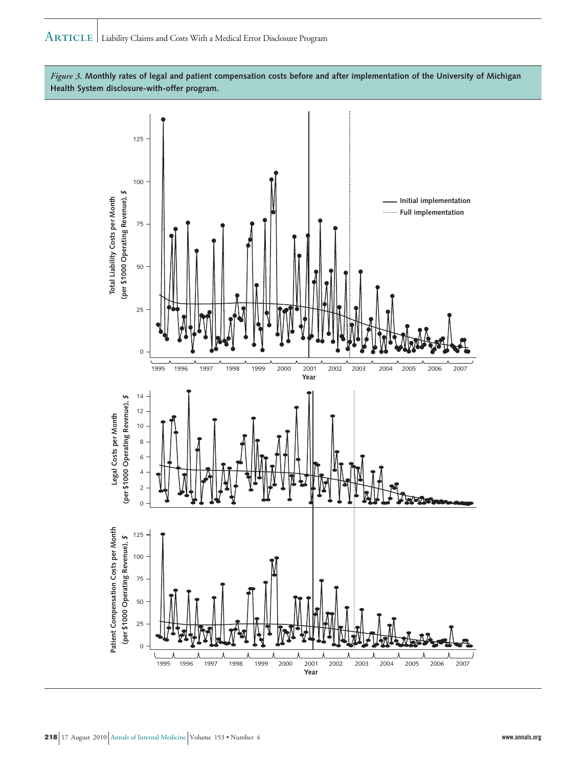*Figure 3.* **Monthly rates of legal and patient compensation costs before and after implementation of the University of Michigan Health System disclosure-with-offer program.**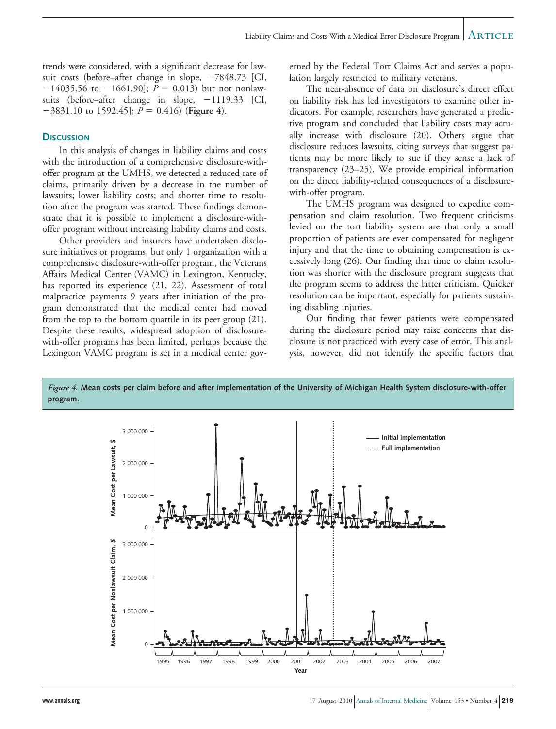trends were considered, with a significant decrease for lawsuit costs (before–after change in slope, −7848.73 [CI, −14035.56 to −1661.90]; $P = 0.013$) but not nonlawsuits (before–after change in slope, −1119.33 [CI, −3831.10 to 1592.45]; $P = 0.416$) (**Figure 4**).

## Discussion

In this analysis of changes in liability claims and costs with the introduction of a comprehensive disclosure-with-offer program at the UMHS, we detected a reduced rate of claims, primarily driven by a decrease in the number of lawsuits; lower liability costs; and shorter time to resolution after the program was started. These findings demonstrate that it is possible to implement a disclosure-with-offer program without increasing liability claims and costs.

Other providers and insurers have undertaken disclosure initiatives or programs, but only 1 organization with a comprehensive disclosure-with-offer program, the Veterans Affairs Medical Center (VAMC) in Lexington, Kentucky, has reported its experience (21, 22). Assessment of total malpractice payments 9 years after initiation of the program demonstrated that the medical center had moved from the top to the bottom quartile in its peer group (21). Despite these results, widespread adoption of disclosure-with-offer programs has been limited, perhaps because the Lexington VAMC program is set in a medical center governed by the Federal Tort Claims Act and serves a population largely restricted to military veterans.

The near-absence of data on disclosure's direct effect on liability risk has led investigators to examine other indicators. For example, researchers have generated a predictive program and concluded that liability costs may actually increase with disclosure (20). Others argue that disclosure reduces lawsuits, citing surveys that suggest patients may be more likely to sue if they sense a lack of transparency (23–25). We provide empirical information on the direct liability-related consequences of a disclosure-with-offer program.

The UMHS program was designed to expedite compensation and claim resolution. Two frequent criticisms levied on the tort liability system are that only a small proportion of patients are ever compensated for negligent injury and that the time to obtaining compensation is excessively long (26). Our finding that time to claim resolution was shorter with the disclosure program suggests that the program seems to address the latter criticism. Quicker resolution can be important, especially for patients sustaining disabling injuries.

Our finding that fewer patients were compensated during the disclosure period may raise concerns that disclosure is not practiced with every case of error. This analysis, however, did not identify the specific factors that

*Figure 4.* **Mean costs per claim before and after implementation of the University of Michigan Health System disclosure-with-offer program.**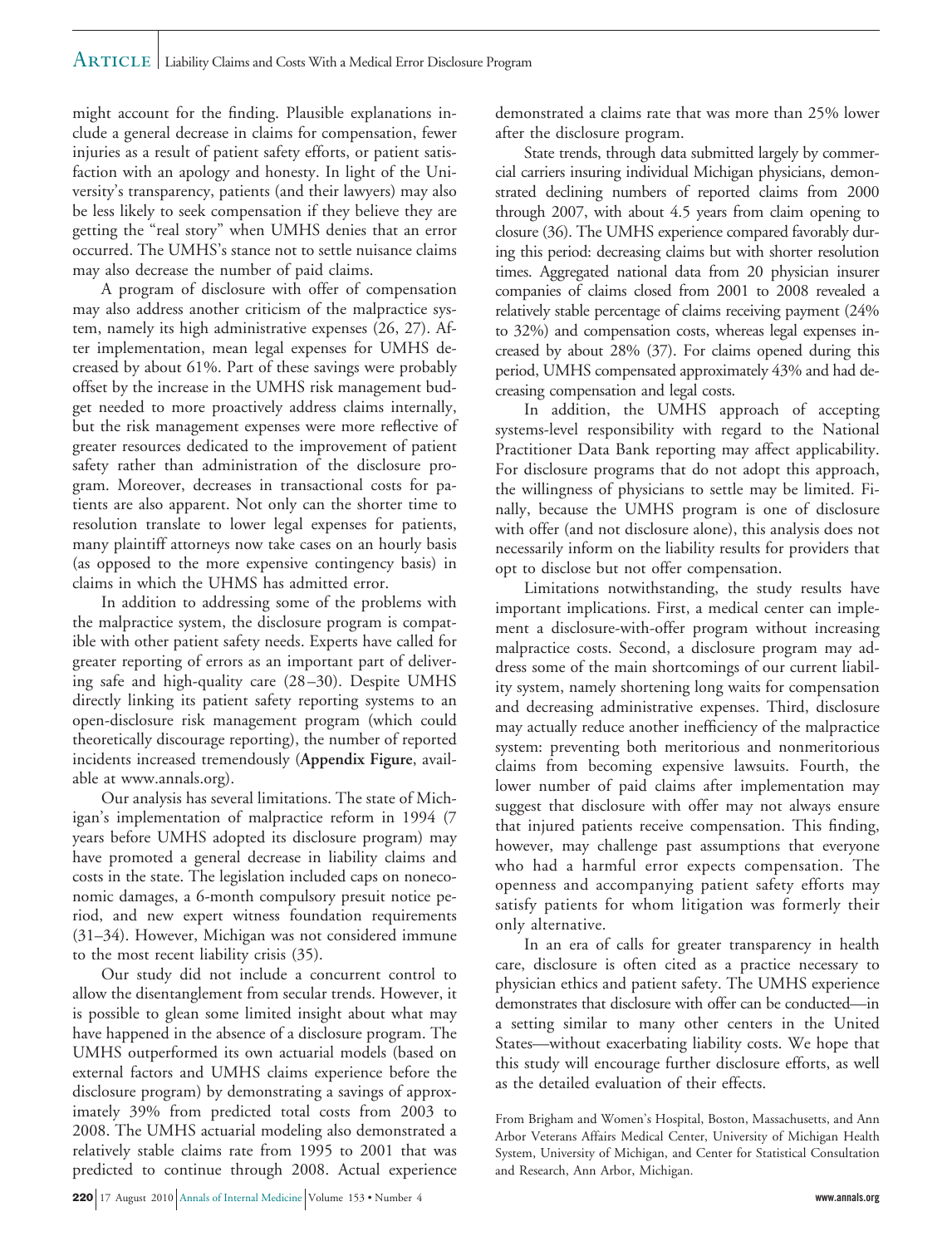might account for the finding. Plausible explanations include a general decrease in claims for compensation, fewer injuries as a result of patient safety efforts, or patient satisfaction with an apology and honesty. In light of the University's transparency, patients (and their lawyers) may also be less likely to seek compensation if they believe they are getting the "real story" when UMHS denies that an error occurred. The UMHS's stance not to settle nuisance claims may also decrease the number of paid claims.

A program of disclosure with offer of compensation may also address another criticism of the malpractice system, namely its high administrative expenses (26, 27). After implementation, mean legal expenses for UMHS decreased by about 61%. Part of these savings were probably offset by the increase in the UMHS risk management budget needed to more proactively address claims internally, but the risk management expenses were more reflective of greater resources dedicated to the improvement of patient safety rather than administration of the disclosure program. Moreover, decreases in transactional costs for patients are also apparent. Not only can the shorter time to resolution translate to lower legal expenses for patients, many plaintiff attorneys now take cases on an hourly basis (as opposed to the more expensive contingency basis) in claims in which the UHMS has admitted error.

In addition to addressing some of the problems with the malpractice system, the disclosure program is compatible with other patient safety needs. Experts have called for greater reporting of errors as an important part of delivering safe and high-quality care (28–30). Despite UMHS directly linking its patient safety reporting systems to an open-disclosure risk management program (which could theoretically discourage reporting), the number of reported incidents increased tremendously (**Appendix Figure**, available at www.annals.org).

Our analysis has several limitations. The state of Michigan's implementation of malpractice reform in 1994 (7 years before UMHS adopted its disclosure program) may have promoted a general decrease in liability claims and costs in the state. The legislation included caps on noneconomic damages, a 6-month compulsory presuit notice period, and new expert witness foundation requirements (31–34). However, Michigan was not considered immune to the most recent liability crisis (35).

Our study did not include a concurrent control to allow the disentanglement from secular trends. However, it is possible to glean some limited insight about what may have happened in the absence of a disclosure program. The UMHS outperformed its own actuarial models (based on external factors and UMHS claims experience before the disclosure program) by demonstrating a savings of approximately 39% from predicted total costs from 2003 to 2008. The UMHS actuarial modeling also demonstrated a relatively stable claims rate from 1995 to 2001 that was predicted to continue through 2008. Actual experience demonstrated a claims rate that was more than 25% lower after the disclosure program.

State trends, through data submitted largely by commercial carriers insuring individual Michigan physicians, demonstrated declining numbers of reported claims from 2000 through 2007, with about 4.5 years from claim opening to closure (36). The UMHS experience compared favorably during this period: decreasing claims but with shorter resolution times. Aggregated national data from 20 physician insurer companies of claims closed from 2001 to 2008 revealed a relatively stable percentage of claims receiving payment (24% to 32%) and compensation costs, whereas legal expenses increased by about 28% (37). For claims opened during this period, UMHS compensated approximately 43% and had decreasing compensation and legal costs.

In addition, the UMHS approach of accepting systems-level responsibility with regard to the National Practitioner Data Bank reporting may affect applicability. For disclosure programs that do not adopt this approach, the willingness of physicians to settle may be limited. Finally, because the UMHS program is one of disclosure with offer (and not disclosure alone), this analysis does not necessarily inform on the liability results for providers that opt to disclose but not offer compensation.

Limitations notwithstanding, the study results have important implications. First, a medical center can implement a disclosure-with-offer program without increasing malpractice costs. Second, a disclosure program may address some of the main shortcomings of our current liability system, namely shortening long waits for compensation and decreasing administrative expenses. Third, disclosure may actually reduce another inefficiency of the malpractice system: preventing both meritorious and nonmeritorious claims from becoming expensive lawsuits. Fourth, the lower number of paid claims after implementation may suggest that disclosure with offer may not always ensure that injured patients receive compensation. This finding, however, may challenge past assumptions that everyone who had a harmful error expects compensation. The openness and accompanying patient safety efforts may satisfy patients for whom litigation was formerly their only alternative.

In an era of calls for greater transparency in health care, disclosure is often cited as a practice necessary to physician ethics and patient safety. The UMHS experience demonstrates that disclosure with offer can be conducted—in a setting similar to many other centers in the United States—without exacerbating liability costs. We hope that this study will encourage further disclosure efforts, as well as the detailed evaluation of their effects.

From Brigham and Women's Hospital, Boston, Massachusetts, and Ann Arbor Veterans Affairs Medical Center, University of Michigan Health System, University of Michigan, and Center for Statistical Consultation and Research, Ann Arbor, Michigan.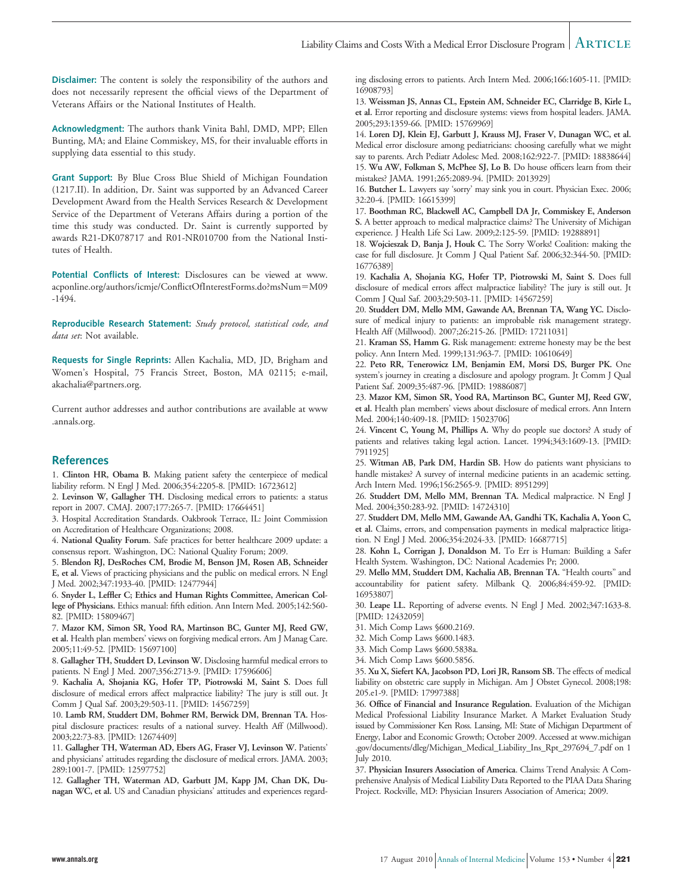**Disclaimer:** The content is solely the responsibility of the authors and does not necessarily represent the official views of the Department of Veterans Affairs or the National Institutes of Health.

**Acknowledgment:** The authors thank Vinita Bahl, DMD, MPP; Ellen Bunting, MA; and Elaine Commiskey, MS, for their invaluable efforts in supplying data essential to this study.

**Grant Support:** By Blue Cross Blue Shield of Michigan Foundation (1217.II). In addition, Dr. Saint was supported by an Advanced Career Development Award from the Health Services Research & Development Service of the Department of Veterans Affairs during a portion of the time this study was conducted. Dr. Saint is currently supported by awards R21-DK078717 and R01-NR010700 from the National Institutes of Health.

**Potential Conflicts of Interest:** Disclosures can be viewed at www.acponline.org/authors/icmje/ConflictOfInterestForms.do?msNum=M09-1494.

**Reproducible Research Statement:** *Study protocol, statistical code, and data set*: Not available.

**Requests for Single Reprints:** Allen Kachalia, MD, JD, Brigham and Women's Hospital, 75 Francis Street, Boston, MA 02115; e-mail, akachalia@partners.org.

Current author addresses and author contributions are available at www.annals.org.

## References

1. **Clinton HR, Obama B.** Making patient safety the centerpiece of medical liability reform. N Engl J Med. 2006;354:2205-8. [PMID: 16723612]
2. **Levinson W, Gallagher TH.** Disclosing medical errors to patients: a status report in 2007. CMAJ. 2007;177:265-7. [PMID: 17664451]
3. Hospital Accreditation Standards. Oakbrook Terrace, IL: Joint Commission on Accreditation of Healthcare Organizations; 2008.
4. **National Quality Forum.** Safe practices for better healthcare 2009 update: a consensus report. Washington, DC: National Quality Forum; 2009.
5. **Blendon RJ, DesRoches CM, Brodie M, Benson JM, Rosen AB, Schneider E, et al.** Views of practicing physicians and the public on medical errors. N Engl J Med. 2002;347:1933-40. [PMID: 12477944]
6. **Snyder L, Leffler C; Ethics and Human Rights Committee, American College of Physicians.** Ethics manual: fifth edition. Ann Intern Med. 2005;142:560-82. [PMID: 15809467]
7. **Mazor KM, Simon SR, Yood RA, Martinson BC, Gunter MJ, Reed GW, et al.** Health plan members' views on forgiving medical errors. Am J Manag Care. 2005;11:49-52. [PMID: 15697100]
8. **Gallagher TH, Studdert D, Levinson W.** Disclosing harmful medical errors to patients. N Engl J Med. 2007;356:2713-9. [PMID: 17596606]
9. **Kachalia A, Shojania KG, Hofer TP, Piotrowski M, Saint S.** Does full disclosure of medical errors affect malpractice liability? The jury is still out. Jt Comm J Qual Saf. 2003;29:503-11. [PMID: 14567259]
10. **Lamb RM, Studdert DM, Bohmer RM, Berwick DM, Brennan TA.** Hospital disclosure practices: results of a national survey. Health Aff (Millwood). 2003;22:73-83. [PMID: 12674409]
11. **Gallagher TH, Waterman AD, Ebers AG, Fraser VJ, Levinson W.** Patients' and physicians' attitudes regarding the disclosure of medical errors. JAMA. 2003;289:1001-7. [PMID: 12597752]
12. **Gallagher TH, Waterman AD, Garbutt JM, Kapp JM, Chan DK, Dunagan WC, et al.** US and Canadian physicians' attitudes and experiences regarding disclosing errors to patients. Arch Intern Med. 2006;166:1605-11. [PMID: 16908793]
13. **Weissman JS, Annas CL, Epstein AM, Schneider EC, Clarridge B, Kirle L, et al.** Error reporting and disclosure systems: views from hospital leaders. JAMA. 2005;293:1359-66. [PMID: 15769969]
14. **Loren DJ, Klein EJ, Garbutt J, Krauss MJ, Fraser V, Dunagan WC, et al.** Medical error disclosure among pediatricians: choosing carefully what we might say to parents. Arch Pediatr Adolesc Med. 2008;162:922-7. [PMID: 18838644]
15. **Wu AW, Folkman S, McPhee SJ, Lo B.** Do house officers learn from their mistakes? JAMA. 1991;265:2089-94. [PMID: 2013929]
16. **Butcher L.** Lawyers say 'sorry' may sink you in court. Physician Exec. 2006;32:20-4. [PMID: 16615399]
17. **Boothman RC, Blackwell AC, Campbell DA Jr, Commiskey E, Anderson S.** A better approach to medical malpractice claims? The University of Michigan experience. J Health Life Sci Law. 2009;2:125-59. [PMID: 19288891]
18. **Wojcieszak D, Banja J, Houk C.** The Sorry Works! Coalition: making the case for full disclosure. Jt Comm J Qual Patient Saf. 2006;32:344-50. [PMID: 16776389]
19. **Kachalia A, Shojania KG, Hofer TP, Piotrowski M, Saint S.** Does full disclosure of medical errors affect malpractice liability? The jury is still out. Jt Comm J Qual Saf. 2003;29:503-11. [PMID: 14567259]
20. **Studdert DM, Mello MM, Gawande AA, Brennan TA, Wang YC.** Disclosure of medical injury to patients: an improbable risk management strategy. Health Aff (Millwood). 2007;26:215-26. [PMID: 17211031]
21. **Kraman SS, Hamm G.** Risk management: extreme honesty may be the best policy. Ann Intern Med. 1999;131:963-7. [PMID: 10610649]
22. **Peto RR, Tenerowicz LM, Benjamin EM, Morsi DS, Burger PK.** One system's journey in creating a disclosure and apology program. Jt Comm J Qual Patient Saf. 2009;35:487-96. [PMID: 19886087]
23. **Mazor KM, Simon SR, Yood RA, Martinson BC, Gunter MJ, Reed GW, et al.** Health plan members' views about disclosure of medical errors. Ann Intern Med. 2004;140:409-18. [PMID: 15023706]
24. **Vincent C, Young M, Phillips A.** Why do people sue doctors? A study of patients and relatives taking legal action. Lancet. 1994;343:1609-13. [PMID: 7911925]
25. **Witman AB, Park DM, Hardin SB.** How do patients want physicians to handle mistakes? A survey of internal medicine patients in an academic setting. Arch Intern Med. 1996;156:2565-9. [PMID: 8951299]
26. **Studdert DM, Mello MM, Brennan TA.** Medical malpractice. N Engl J Med. 2004;350:283-92. [PMID: 14724310]
27. **Studdert DM, Mello MM, Gawande AA, Gandhi TK, Kachalia A, Yoon C, et al.** Claims, errors, and compensation payments in medical malpractice litigation. N Engl J Med. 2006;354:2024-33. [PMID: 16687715]
28. **Kohn L, Corrigan J, Donaldson M.** To Err is Human: Building a Safer Health System. Washington, DC: National Academies Pr; 2000.
29. **Mello MM, Studdert DM, Kachalia AB, Brennan TA.** "Health courts" and accountability for patient safety. Milbank Q. 2006;84:459-92. [PMID: 16953807]
30. **Leape LL.** Reporting of adverse events. N Engl J Med. 2002;347:1633-8. [PMID: 12432059]
31. Mich Comp Laws §600.2169.
32. Mich Comp Laws §600.1483.
33. Mich Comp Laws §600.5838a.
34. Mich Comp Laws §600.5856.
35. **Xu X, Siefert KA, Jacobson PD, Lori JR, Ransom SB.** The effects of medical liability on obstetric care supply in Michigan. Am J Obstet Gynecol. 2008;198:205.e1-9. [PMID: 17997388]
36. **Office of Financial and Insurance Regulation.** Evaluation of the Michigan Medical Professional Liability Insurance Market. A Market Evaluation Study issued by Commissioner Ken Ross. Lansing, MI: State of Michigan Department of Energy, Labor and Economic Growth; October 2009. Accessed at www.michigan.gov/documents/dleg/Michigan_Medical_Liability_Ins_Rpt_297694_7.pdf on 1 July 2010.
37. **Physician Insurers Association of America.** Claims Trend Analysis: A Comprehensive Analysis of Medical Liability Data Reported to the PIAA Data Sharing Project. Rockville, MD: Physician Insurers Association of America; 2009.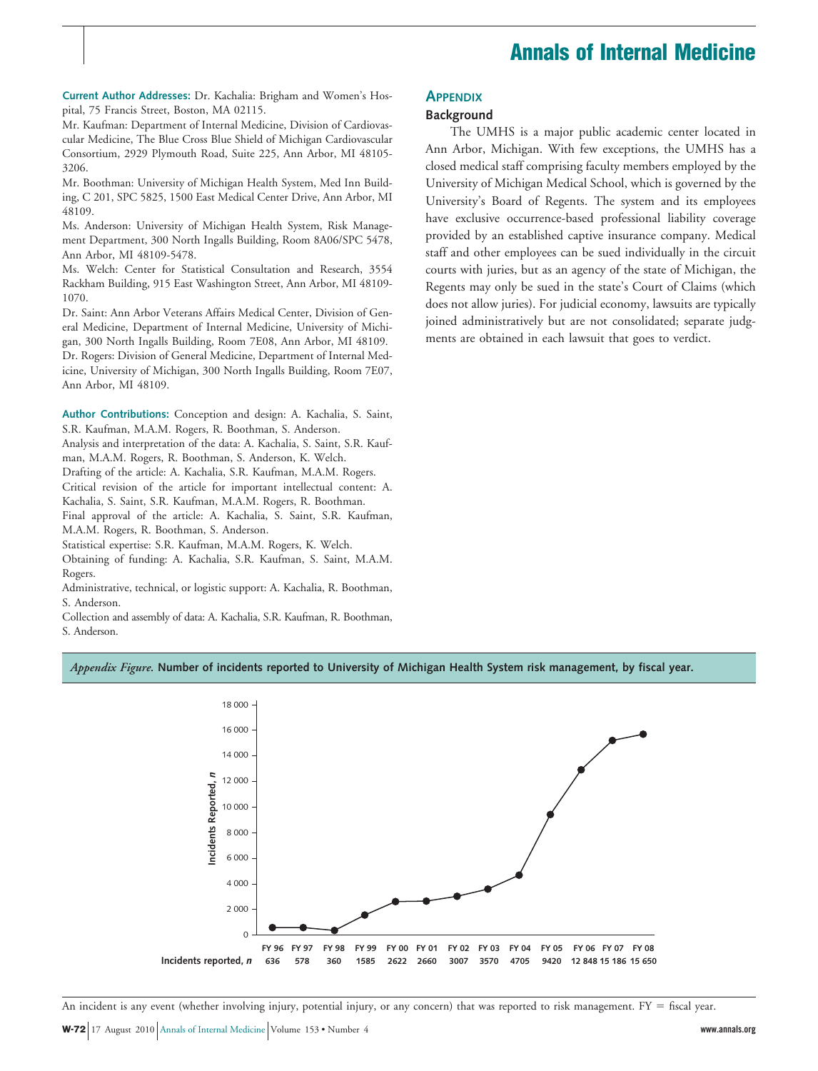**Current Author Addresses:** Dr. Kachalia: Brigham and Women's Hospital, 75 Francis Street, Boston, MA 02115.

Mr. Kaufman: Department of Internal Medicine, Division of Cardiovascular Medicine, The Blue Cross Blue Shield of Michigan Cardiovascular Consortium, 2929 Plymouth Road, Suite 225, Ann Arbor, MI 48105-3206.

Mr. Boothman: University of Michigan Health System, Med Inn Building, C 201, SPC 5825, 1500 East Medical Center Drive, Ann Arbor, MI 48109.

Ms. Anderson: University of Michigan Health System, Risk Management Department, 300 North Ingalls Building, Room 8A06/SPC 5478, Ann Arbor, MI 48109-5478.

Ms. Welch: Center for Statistical Consultation and Research, 3554 Rackham Building, 915 East Washington Street, Ann Arbor, MI 48109-1070.

Dr. Saint: Ann Arbor Veterans Affairs Medical Center, Division of General Medicine, Department of Internal Medicine, University of Michigan, 300 North Ingalls Building, Room 7E08, Ann Arbor, MI 48109.

Dr. Rogers: Division of General Medicine, Department of Internal Medicine, University of Michigan, 300 North Ingalls Building, Room 7E07, Ann Arbor, MI 48109.

**Author Contributions:** Conception and design: A. Kachalia, S. Saint, S.R. Kaufman, M.A.M. Rogers, R. Boothman, S. Anderson.

Analysis and interpretation of the data: A. Kachalia, S. Saint, S.R. Kaufman, M.A.M. Rogers, R. Boothman, S. Anderson, K. Welch.

Drafting of the article: A. Kachalia, S.R. Kaufman, M.A.M. Rogers.

Critical revision of the article for important intellectual content: A. Kachalia, S. Saint, S.R. Kaufman, M.A.M. Rogers, R. Boothman.

Final approval of the article: A. Kachalia, S. Saint, S.R. Kaufman, M.A.M. Rogers, R. Boothman, S. Anderson.

Statistical expertise: S.R. Kaufman, M.A.M. Rogers, K. Welch.

Obtaining of funding: A. Kachalia, S.R. Kaufman, S. Saint, M.A.M. Rogers.

Administrative, technical, or logistic support: A. Kachalia, R. Boothman, S. Anderson.

Collection and assembly of data: A. Kachalia, S.R. Kaufman, R. Boothman, S. Anderson.

## Appendix

### Background

The UMHS is a major public academic center located in Ann Arbor, Michigan. With few exceptions, the UMHS has a closed medical staff comprising faculty members employed by the University of Michigan Medical School, which is governed by the University's Board of Regents. The system and its employees have exclusive occurrence-based professional liability coverage provided by an established captive insurance company. Medical staff and other employees can be sued individually in the circuit courts with juries, but as an agency of the state of Michigan, the Regents may only be sued in the state's Court of Claims (which does not allow juries). For judicial economy, lawsuits are typically joined administratively but are not consolidated; separate judgments are obtained in each lawsuit that goes to verdict.

*Appendix Figure.* **Number of incidents reported to University of Michigan Health System risk management, by fiscal year.**

Incidents Reported, *n*

18 000
16 000
14 000
12 000
10 000
8 000
6 000
4 000
2 000
0

FY 96 FY 97 FY 98 FY 99 FY 00 FY 01 FY 02 FY 03 FY 04 FY 05 FY 06 FY 07 FY 08

Incidents reported, *n* 636 578 360 1585 2622 2660 3007 3570 4705 9420 12 848 15 186 15 650

An incident is any event (whether involving injury, potential injury, or any concern) that was reported to risk management. FY = fiscal year.